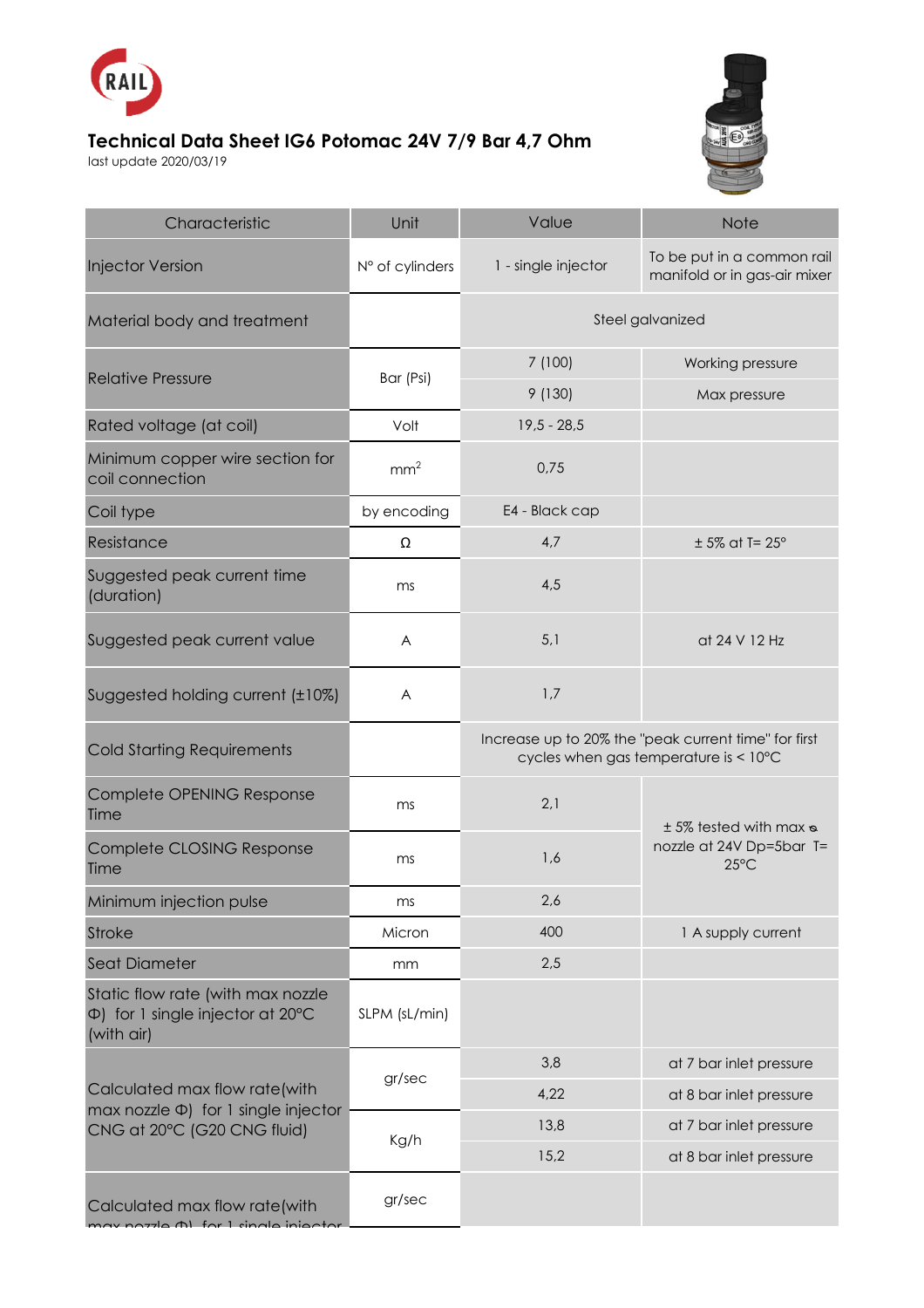# Technical Data Sheet IG6 Potomac 24V 7/9 Bar 4,7 Ohm

last update 2020/03/19

| Characteristic | Unit | Value | Note |
|---|---|---|---|
| Injector Version | N° of cylinders | 1 - single injector | To be put in a common rail manifold or in gas-air mixer |
| Material body and treatment | | Steel galvanized | |
| Relative Pressure | Bar (Psi) | 7 (100) | Working pressure |
| | | 9 (130) | Max pressure |
| Rated voltage (at coil) | Volt | 19,5 - 28,5 | |
| Minimum copper wire section for coil connection | $mm^2$ | 0,75 | |
| Coil type | by encoding | E4 - Black cap | |
| Resistance | Ω | 4,7 | ± 5% at T= 25° |
| Suggested peak current time (duration) | ms | 4,5 | |
| Suggested peak current value | A | 5,1 | at 24 V 12 Hz |
| Suggested holding current (±10%) | A | 1,7 | |
| Cold Starting Requirements | | Increase up to 20% the "peak current time" for first cycles when gas temperature is < 10°C | |
| Complete OPENING Response Time | ms | 2,1 | ± 5% tested with max ⌀ nozzle at 24V Dp=5bar T= 25°C |
| Complete CLOSING Response Time | ms | 1,6 | |
| Minimum injection pulse | ms | 2,6 | |
| Stroke | Micron | 400 | 1 A supply current |
| Seat Diameter | mm | 2,5 | |
| Static flow rate (with max nozzle Φ) for 1 single injector at 20°C (with air) | SLPM (sL/min) | | |
| Calculated max flow rate(with max nozzle Φ) for 1 single injector CNG at 20°C (G20 CNG fluid) | gr/sec | 3,8 | at 7 bar inlet pressure |
| | | 4,22 | at 8 bar inlet pressure |
| | Kg/h | 13,8 | at 7 bar inlet pressure |
| | | 15,2 | at 8 bar inlet pressure |
| Calculated max flow rate(with max nozzle Φ) for 1 single injector | gr/sec | | |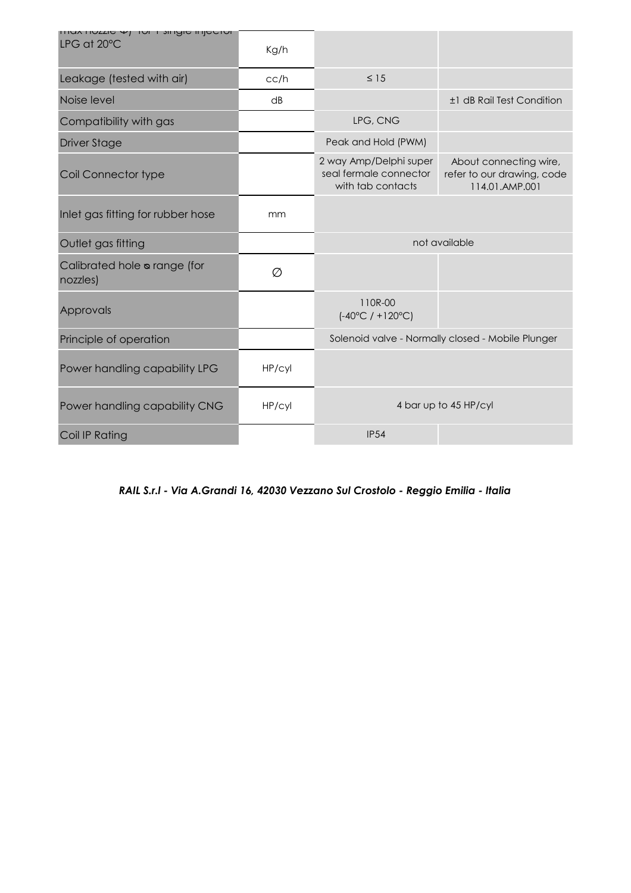| | | | |
|---|---|---|---|
| max nozzle Φ) for 1 single injector LPG at 20°C | Kg/h | | |
| Leakage (tested with air) | cc/h | ≤ 15 | |
| Noise level | dB | | ±1 dB Rail Test Condition |
| Compatibility with gas | | LPG, CNG | |
| Driver Stage | | Peak and Hold (PWM) | |
| Coil Connector type | | 2 way Amp/Delphi super seal fermale connector with tab contacts | About connecting wire, refer to our drawing, code 114.01.AMP.001 |
| Inlet gas fitting for rubber hose | mm | | |
| Outlet gas fitting | | not available | |
| Calibrated hole ⌀ range (for nozzles) | ∅ | | |
| Approvals | | 110R-00 (-40°C / +120°C) | |
| Principle of operation | | Solenoid valve - Normally closed - Mobile Plunger | |
| Power handling capability LPG | HP/cyl | | |
| Power handling capability CNG | HP/cyl | 4 bar up to 45 HP/cyl | |
| Coil IP Rating | | IP54 | |

***RAIL S.r.l - Via A.Grandi 16, 42030 Vezzano Sul Crostolo - Reggio Emilia - Italia***